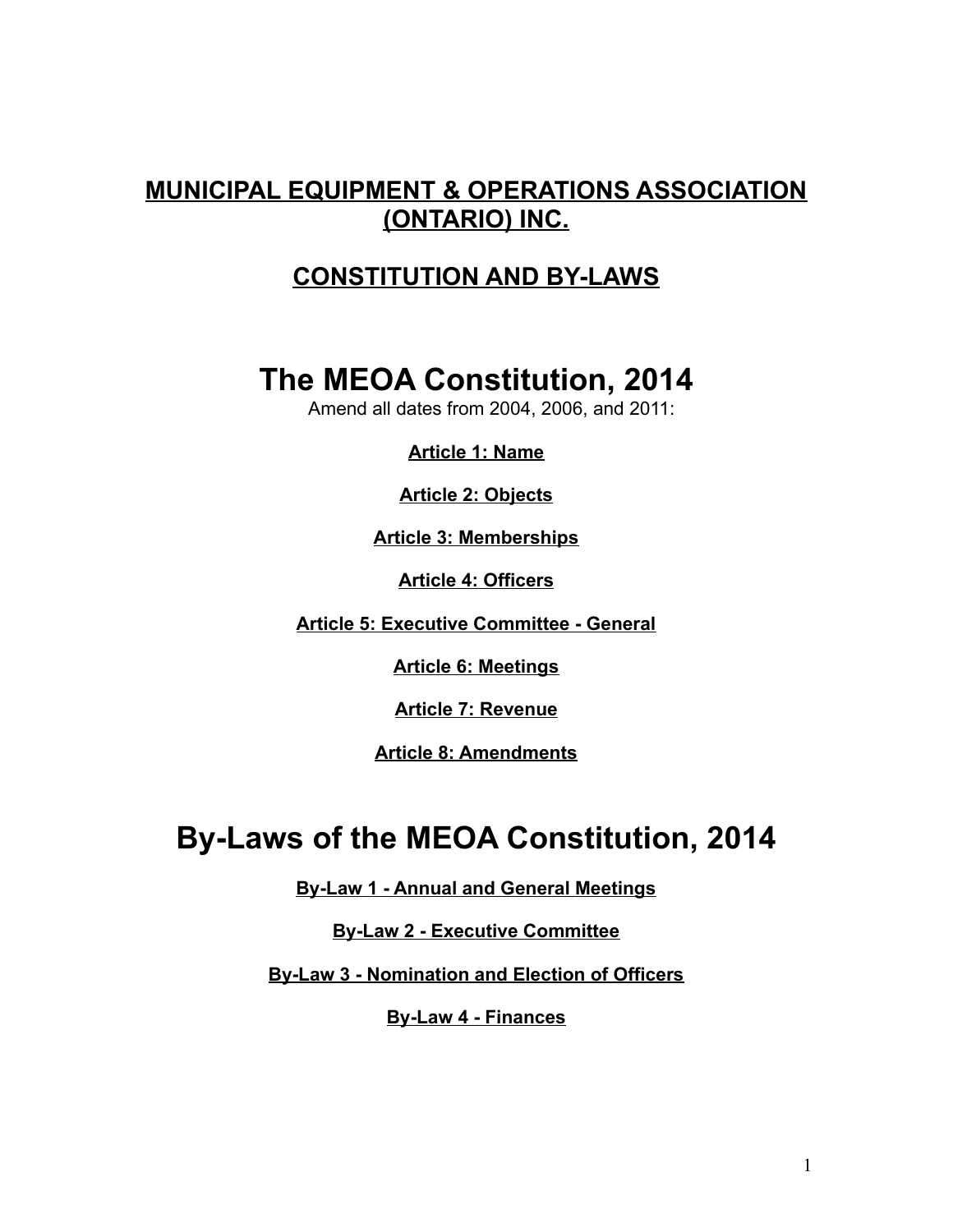**MUNICIPAL EQUIPMENT & OPERATIONS ASSOCIATION (ONTARIO) INC.**

**CONSTITUTION AND BY-LAWS**

# The MEOA Constitution, 2014

Amend all dates from 2004, 2006, and 2011:

**Article 1: Name**

**Article 2: Objects**

**Article 3: Memberships**

**Article 4: Officers**

**Article 5: Executive Committee - General**

**Article 6: Meetings**

**Article 7: Revenue**

**Article 8: Amendments**

# By-Laws of the MEOA Constitution, 2014

**By-Law 1 - Annual and General Meetings**

**By-Law 2 - Executive Committee**

**By-Law 3 - Nomination and Election of Officers**

**By-Law 4 - Finances**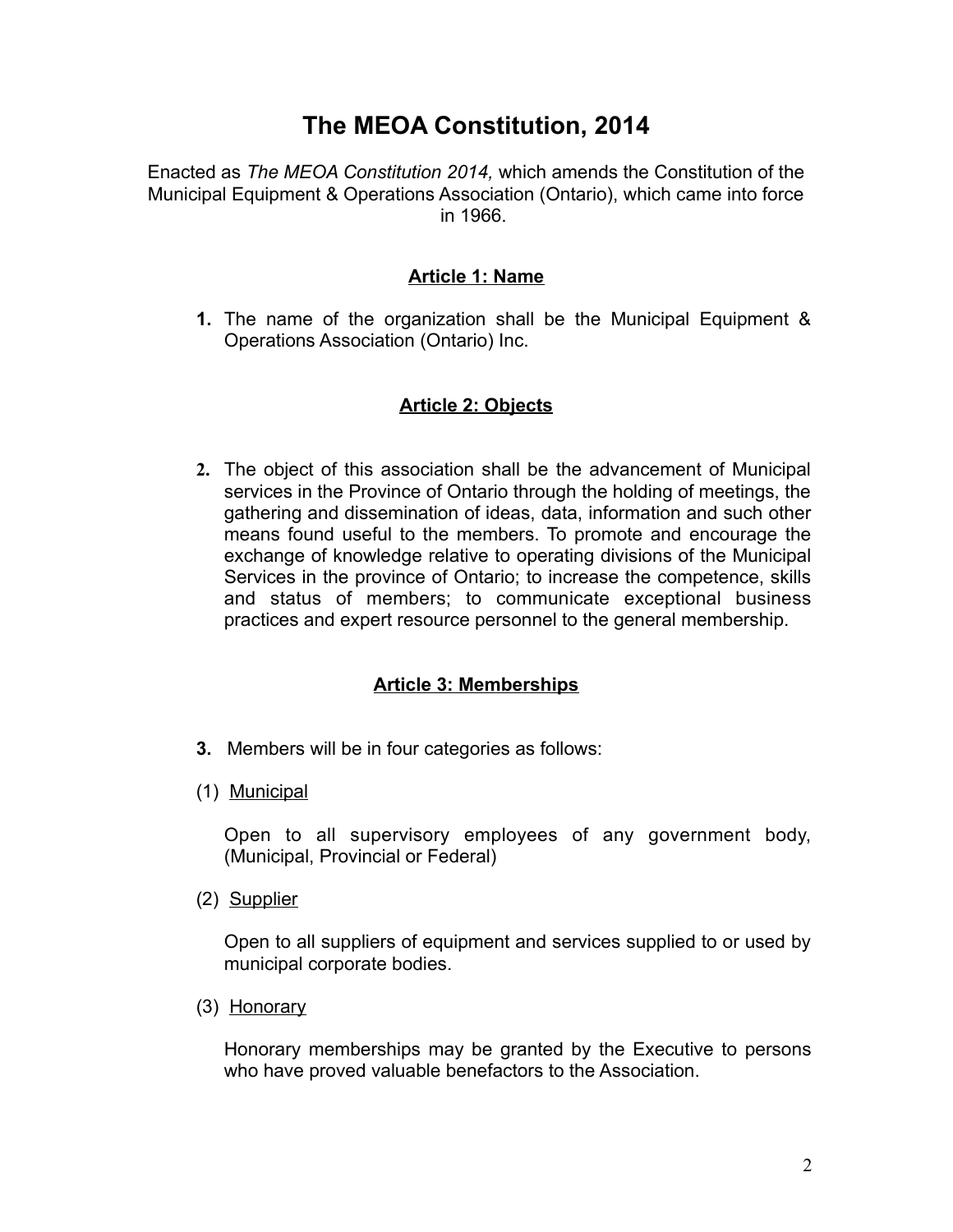# The MEOA Constitution, 2014

Enacted as *The MEOA Constitution 2014,* which amends the Constitution of the Municipal Equipment & Operations Association (Ontario), which came into force in 1966.

## Article 1: Name

**1.** The name of the organization shall be the Municipal Equipment & Operations Association (Ontario) Inc.

## Article 2: Objects

**2.** The object of this association shall be the advancement of Municipal services in the Province of Ontario through the holding of meetings, the gathering and dissemination of ideas, data, information and such other means found useful to the members. To promote and encourage the exchange of knowledge relative to operating divisions of the Municipal Services in the province of Ontario; to increase the competence, skills and status of members; to communicate exceptional business practices and expert resource personnel to the general membership.

## Article 3: Memberships

**3.** Members will be in four categories as follows:

(1) Municipal

Open to all supervisory employees of any government body, (Municipal, Provincial or Federal)

(2) Supplier

Open to all suppliers of equipment and services supplied to or used by municipal corporate bodies.

(3) Honorary

Honorary memberships may be granted by the Executive to persons who have proved valuable benefactors to the Association.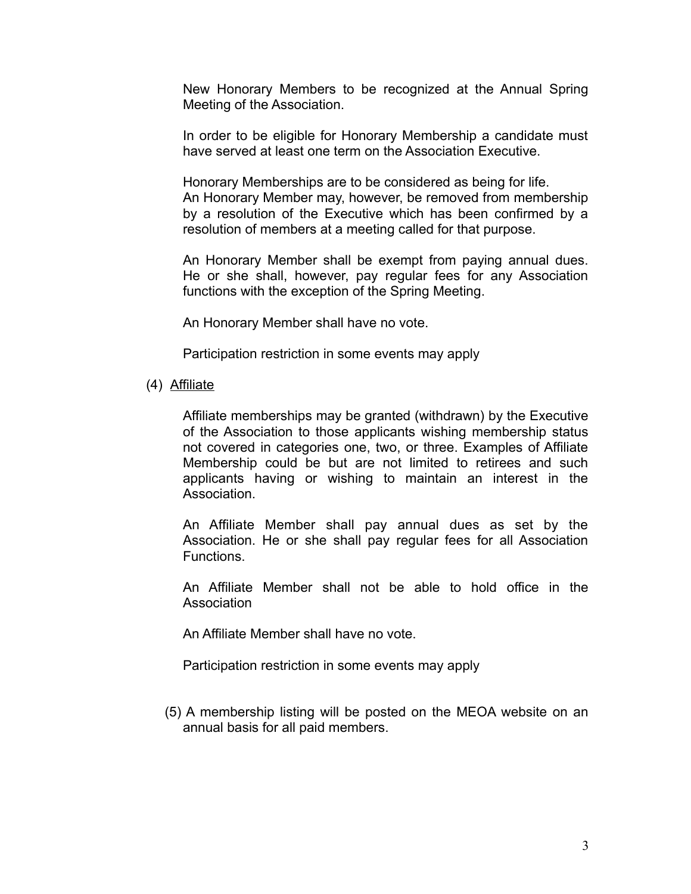New Honorary Members to be recognized at the Annual Spring Meeting of the Association.

In order to be eligible for Honorary Membership a candidate must have served at least one term on the Association Executive.

Honorary Memberships are to be considered as being for life.
An Honorary Member may, however, be removed from membership by a resolution of the Executive which has been confirmed by a resolution of members at a meeting called for that purpose.

An Honorary Member shall be exempt from paying annual dues. He or she shall, however, pay regular fees for any Association functions with the exception of the Spring Meeting.

An Honorary Member shall have no vote.

Participation restriction in some events may apply

(4) <u>Affiliate</u>

Affiliate memberships may be granted (withdrawn) by the Executive of the Association to those applicants wishing membership status not covered in categories one, two, or three. Examples of Affiliate Membership could be but are not limited to retirees and such applicants having or wishing to maintain an interest in the Association.

An Affiliate Member shall pay annual dues as set by the Association. He or she shall pay regular fees for all Association Functions.

An Affiliate Member shall not be able to hold office in the Association

An Affiliate Member shall have no vote.

Participation restriction in some events may apply

(5) A membership listing will be posted on the MEOA website on an annual basis for all paid members.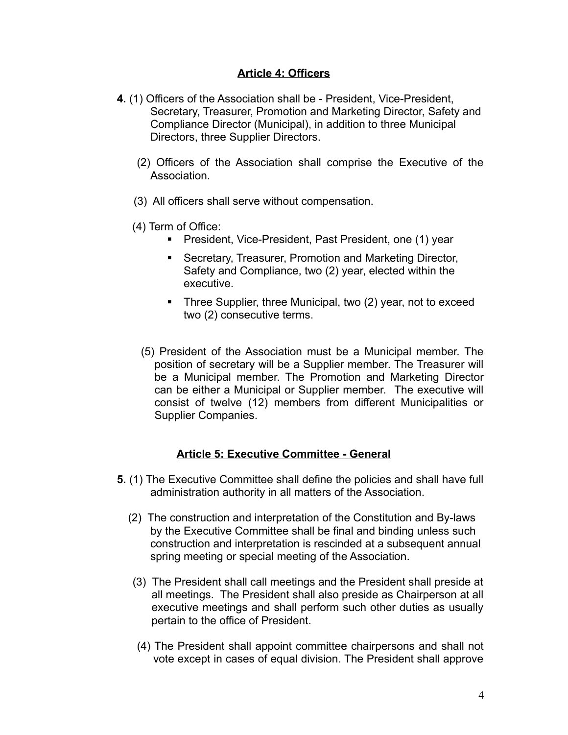## Article 4: Officers

**4.** (1) Officers of the Association shall be - President, Vice-President, Secretary, Treasurer, Promotion and Marketing Director, Safety and Compliance Director (Municipal), in addition to three Municipal Directors, three Supplier Directors.

(2) Officers of the Association shall comprise the Executive of the Association.

(3) All officers shall serve without compensation.

(4) Term of Office:

- President, Vice-President, Past President, one (1) year
- Secretary, Treasurer, Promotion and Marketing Director, Safety and Compliance, two (2) year, elected within the executive.
- Three Supplier, three Municipal, two (2) year, not to exceed two (2) consecutive terms.

(5) President of the Association must be a Municipal member. The position of secretary will be a Supplier member. The Treasurer will be a Municipal member. The Promotion and Marketing Director can be either a Municipal or Supplier member. The executive will consist of twelve (12) members from different Municipalities or Supplier Companies.

## Article 5: Executive Committee - General

**5.** (1) The Executive Committee shall define the policies and shall have full administration authority in all matters of the Association.

(2) The construction and interpretation of the Constitution and By-laws by the Executive Committee shall be final and binding unless such construction and interpretation is rescinded at a subsequent annual spring meeting or special meeting of the Association.

(3) The President shall call meetings and the President shall preside at all meetings. The President shall also preside as Chairperson at all executive meetings and shall perform such other duties as usually pertain to the office of President.

(4) The President shall appoint committee chairpersons and shall not vote except in cases of equal division. The President shall approve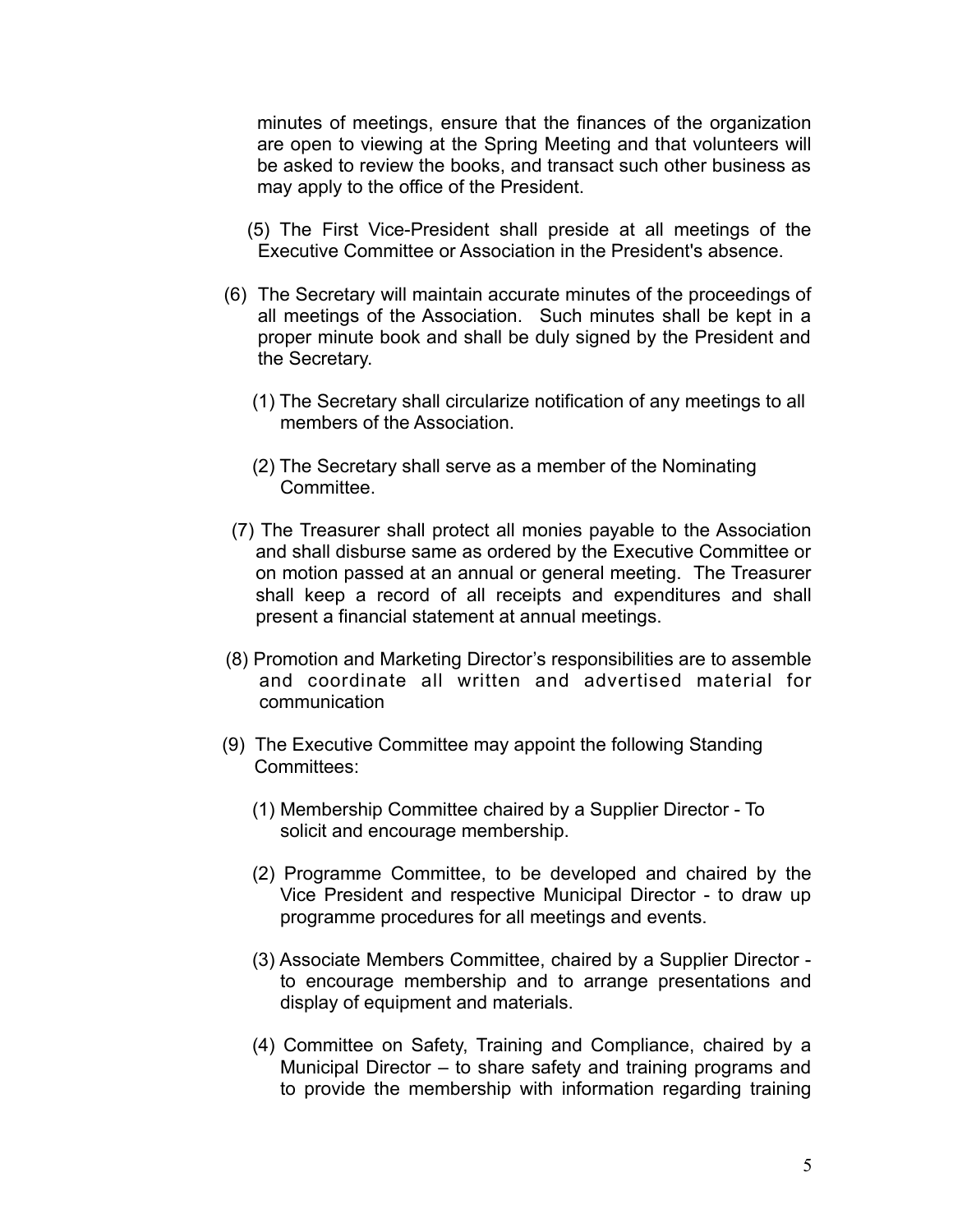minutes of meetings, ensure that the finances of the organization are open to viewing at the Spring Meeting and that volunteers will be asked to review the books, and transact such other business as may apply to the office of the President.

(5) The First Vice-President shall preside at all meetings of the Executive Committee or Association in the President's absence.

(6) The Secretary will maintain accurate minutes of the proceedings of all meetings of the Association. Such minutes shall be kept in a proper minute book and shall be duly signed by the President and the Secretary.

(1) The Secretary shall circularize notification of any meetings to all members of the Association.

(2) The Secretary shall serve as a member of the Nominating Committee.

(7) The Treasurer shall protect all monies payable to the Association and shall disburse same as ordered by the Executive Committee or on motion passed at an annual or general meeting. The Treasurer shall keep a record of all receipts and expenditures and shall present a financial statement at annual meetings.

(8) Promotion and Marketing Director's responsibilities are to assemble and coordinate all written and advertised material for communication

(9) The Executive Committee may appoint the following Standing Committees:

(1) Membership Committee chaired by a Supplier Director - To solicit and encourage membership.

(2) Programme Committee, to be developed and chaired by the Vice President and respective Municipal Director - to draw up programme procedures for all meetings and events.

(3) Associate Members Committee, chaired by a Supplier Director - to encourage membership and to arrange presentations and display of equipment and materials.

(4) Committee on Safety, Training and Compliance, chaired by a Municipal Director – to share safety and training programs and to provide the membership with information regarding training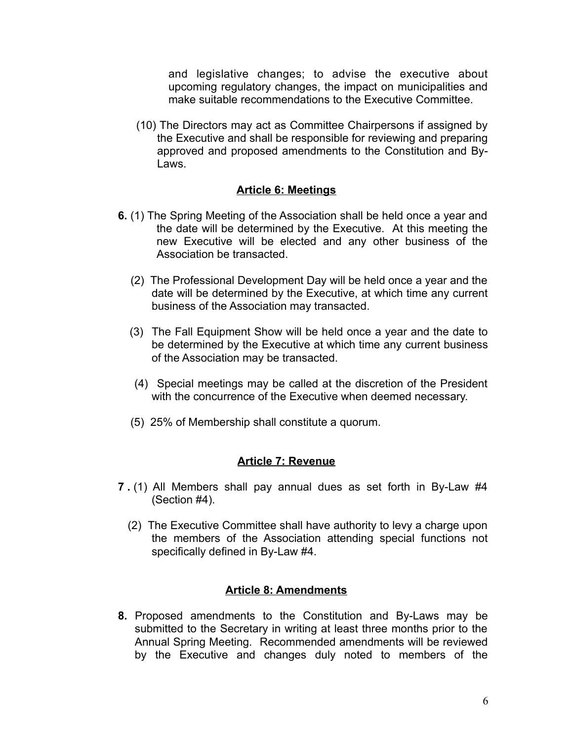and legislative changes; to advise the executive about upcoming regulatory changes, the impact on municipalities and make suitable recommendations to the Executive Committee.

(10) The Directors may act as Committee Chairpersons if assigned by the Executive and shall be responsible for reviewing and preparing approved and proposed amendments to the Constitution and By-Laws.

## Article 6: Meetings

**6.** (1) The Spring Meeting of the Association shall be held once a year and the date will be determined by the Executive. At this meeting the new Executive will be elected and any other business of the Association be transacted.

(2) The Professional Development Day will be held once a year and the date will be determined by the Executive, at which time any current business of the Association may transacted.

(3) The Fall Equipment Show will be held once a year and the date to be determined by the Executive at which time any current business of the Association may be transacted.

(4) Special meetings may be called at the discretion of the President with the concurrence of the Executive when deemed necessary.

(5) 25% of Membership shall constitute a quorum.

## Article 7: Revenue

**7 .** (1) All Members shall pay annual dues as set forth in By-Law #4 (Section #4).

(2) The Executive Committee shall have authority to levy a charge upon the members of the Association attending special functions not specifically defined in By-Law #4.

## Article 8: Amendments

**8.** Proposed amendments to the Constitution and By-Laws may be submitted to the Secretary in writing at least three months prior to the Annual Spring Meeting. Recommended amendments will be reviewed by the Executive and changes duly noted to members of the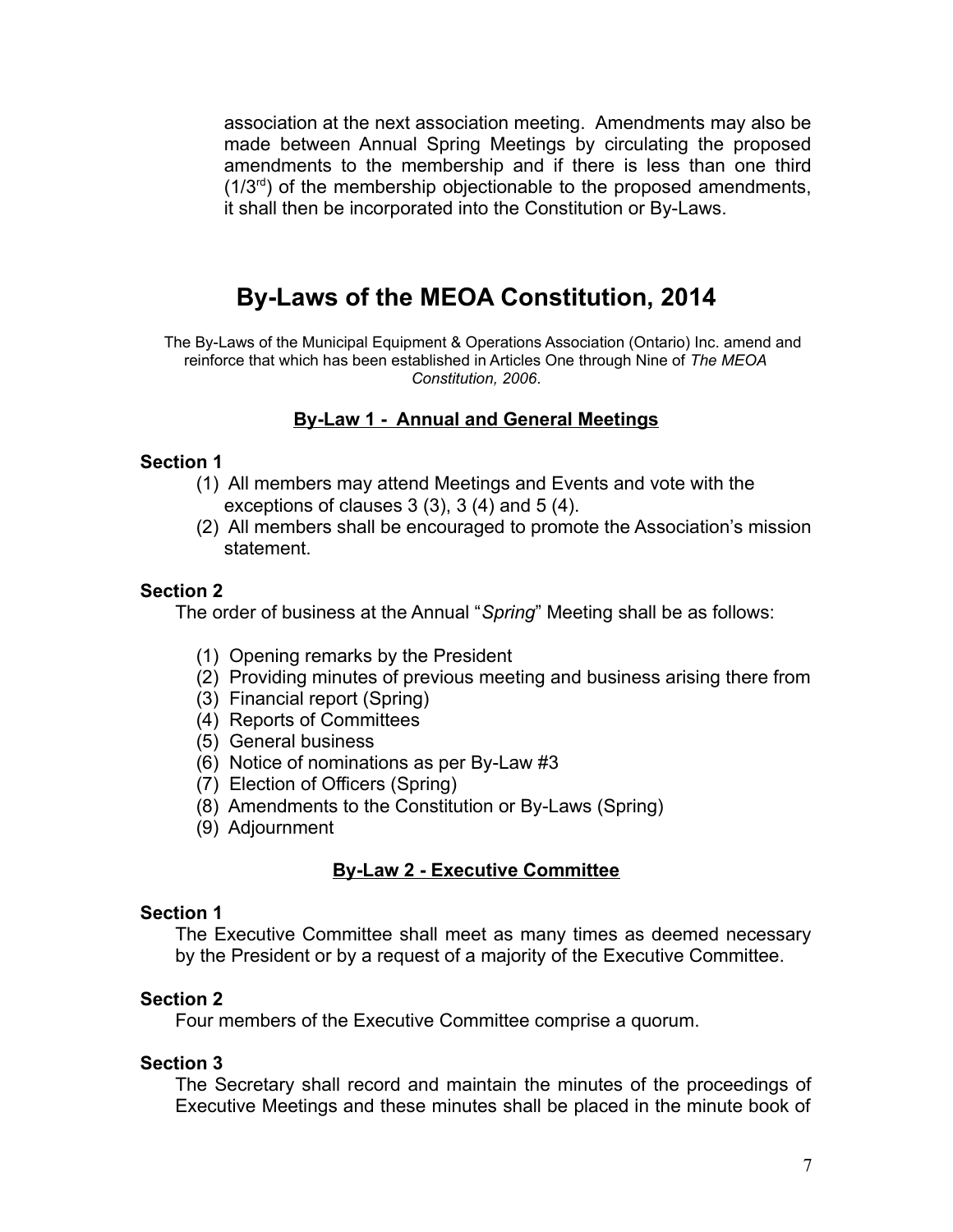association at the next association meeting. Amendments may also be made between Annual Spring Meetings by circulating the proposed amendments to the membership and if there is less than one third (1/3[rd]) of the membership objectionable to the proposed amendments, it shall then be incorporated into the Constitution or By-Laws.

# By-Laws of the MEOA Constitution, 2014

The By-Laws of the Municipal Equipment & Operations Association (Ontario) Inc. amend and reinforce that which has been established in Articles One through Nine of *The MEOA Constitution, 2006*.

## By-Law 1 - Annual and General Meetings

**Section 1**

(1) All members may attend Meetings and Events and vote with the exceptions of clauses 3 (3), 3 (4) and 5 (4).
(2) All members shall be encouraged to promote the Association's mission statement.

**Section 2**

The order of business at the Annual "*Spring*" Meeting shall be as follows:

(1) Opening remarks by the President
(2) Providing minutes of previous meeting and business arising there from
(3) Financial report (Spring)
(4) Reports of Committees
(5) General business
(6) Notice of nominations as per By-Law #3
(7) Election of Officers (Spring)
(8) Amendments to the Constitution or By-Laws (Spring)
(9) Adjournment

## By-Law 2 - Executive Committee

**Section 1**

The Executive Committee shall meet as many times as deemed necessary by the President or by a request of a majority of the Executive Committee.

**Section 2**

Four members of the Executive Committee comprise a quorum.

**Section 3**

The Secretary shall record and maintain the minutes of the proceedings of Executive Meetings and these minutes shall be placed in the minute book of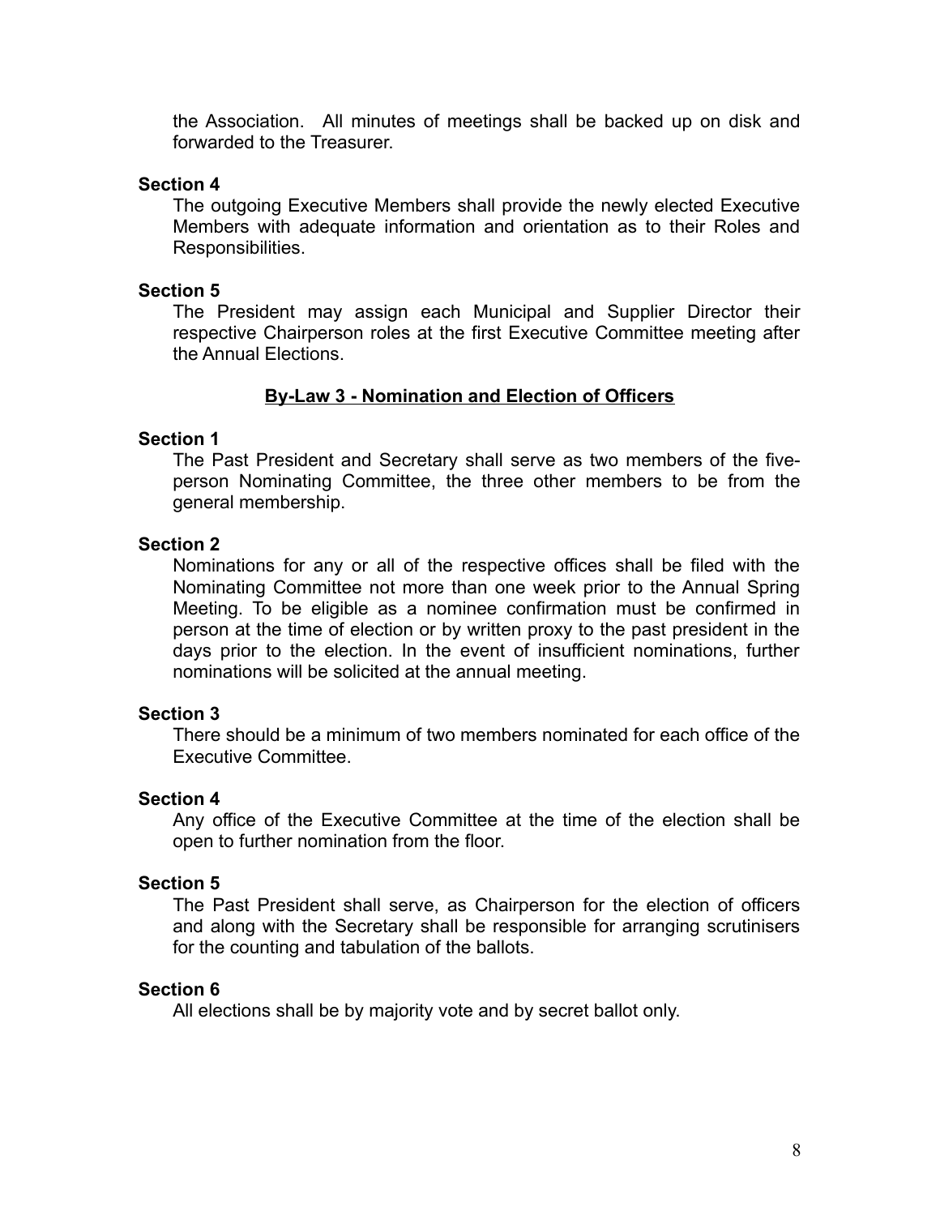the Association. All minutes of meetings shall be backed up on disk and forwarded to the Treasurer.

**Section 4**

The outgoing Executive Members shall provide the newly elected Executive Members with adequate information and orientation as to their Roles and Responsibilities.

**Section 5**

The President may assign each Municipal and Supplier Director their respective Chairperson roles at the first Executive Committee meeting after the Annual Elections.

## By-Law 3 - Nomination and Election of Officers

**Section 1**

The Past President and Secretary shall serve as two members of the five-person Nominating Committee, the three other members to be from the general membership.

**Section 2**

Nominations for any or all of the respective offices shall be filed with the Nominating Committee not more than one week prior to the Annual Spring Meeting. To be eligible as a nominee confirmation must be confirmed in person at the time of election or by written proxy to the past president in the days prior to the election. In the event of insufficient nominations, further nominations will be solicited at the annual meeting.

**Section 3**

There should be a minimum of two members nominated for each office of the Executive Committee.

**Section 4**

Any office of the Executive Committee at the time of the election shall be open to further nomination from the floor.

**Section 5**

The Past President shall serve, as Chairperson for the election of officers and along with the Secretary shall be responsible for arranging scrutinisers for the counting and tabulation of the ballots.

**Section 6**

All elections shall be by majority vote and by secret ballot only.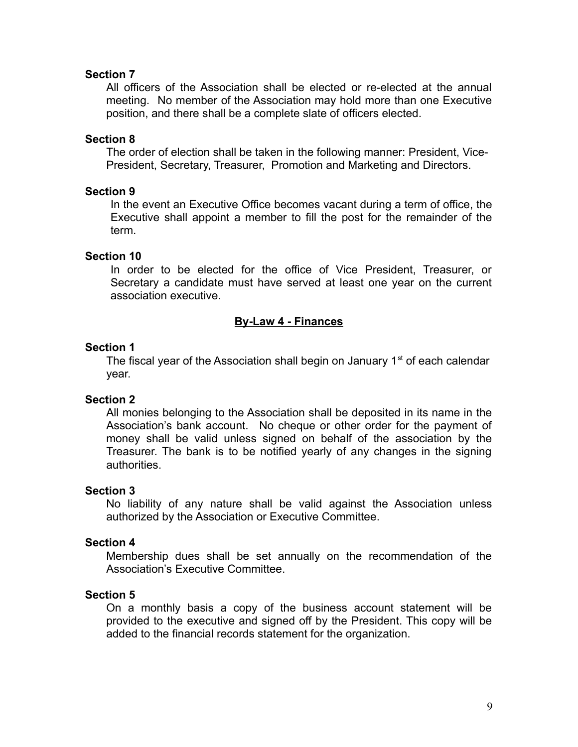**Section 7**

All officers of the Association shall be elected or re-elected at the annual meeting. No member of the Association may hold more than one Executive position, and there shall be a complete slate of officers elected.

**Section 8**

The order of election shall be taken in the following manner: President, Vice-President, Secretary, Treasurer, Promotion and Marketing and Directors.

**Section 9**

In the event an Executive Office becomes vacant during a term of office, the Executive shall appoint a member to fill the post for the remainder of the term.

**Section 10**

In order to be elected for the office of Vice President, Treasurer, or Secretary a candidate must have served at least one year on the current association executive.

## By-Law 4 - Finances

**Section 1**

The fiscal year of the Association shall begin on January 1st of each calendar year.

**Section 2**

All monies belonging to the Association shall be deposited in its name in the Association's bank account. No cheque or other order for the payment of money shall be valid unless signed on behalf of the association by the Treasurer. The bank is to be notified yearly of any changes in the signing authorities.

**Section 3**

No liability of any nature shall be valid against the Association unless authorized by the Association or Executive Committee.

**Section 4**

Membership dues shall be set annually on the recommendation of the Association's Executive Committee.

**Section 5**

On a monthly basis a copy of the business account statement will be provided to the executive and signed off by the President. This copy will be added to the financial records statement for the organization.